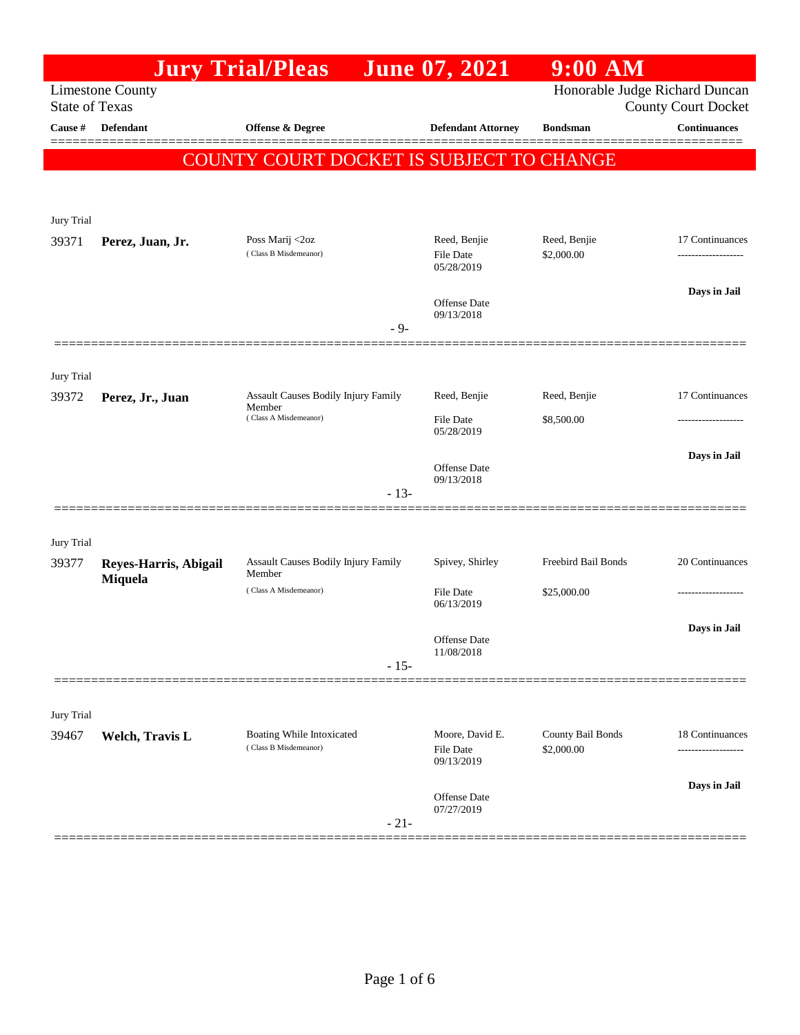# Jury Trial/Pleas June 07, 2021 9:00 AM

Limestone County
State of Texas

Honorable Judge Richard Duncan
County Court Docket

**COUNTY COURT DOCKET IS SUBJECT TO CHANGE**

| Cause # | Defendant | Offense & Degree | Defendant Attorney | Bondsman | Continuances |
|---|---|---|---|---|---|
| Jury Trial | | | | | |
| 39371 | **Perez, Juan, Jr.** | Poss Marij <2oz (Class B Misdemeanor) | Reed, Benjie<br>File Date 05/28/2019<br>Offense Date 09/13/2018 | Reed, Benjie<br>$2,000.00 | 17 Continuances<br>-------------------<br>**Days in Jail** |
| | | - 9- | | | |
| Jury Trial | | | | | |
| 39372 | **Perez, Jr., Juan** | Assault Causes Bodily Injury Family Member (Class A Misdemeanor) | Reed, Benjie<br>File Date 05/28/2019<br>Offense Date 09/13/2018 | Reed, Benjie<br>$8,500.00 | 17 Continuances<br>-------------------<br>**Days in Jail** |
| | | - 13- | | | |
| Jury Trial | | | | | |
| 39377 | **Reyes-Harris, Abigail Miquela** | Assault Causes Bodily Injury Family Member (Class A Misdemeanor) | Spivey, Shirley<br>File Date 06/13/2019<br>Offense Date 11/08/2018 | Freebird Bail Bonds<br>$25,000.00 | 20 Continuances<br>-------------------<br>**Days in Jail** |
| | | - 15- | | | |
| Jury Trial | | | | | |
| 39467 | **Welch, Travis L** | Boating While Intoxicated (Class B Misdemeanor) | Moore, David E.<br>File Date 09/13/2019<br>Offense Date 07/27/2019 | County Bail Bonds<br>$2,000.00 | 18 Continuances<br>-------------------<br>**Days in Jail** |
| | | - 21- | | | |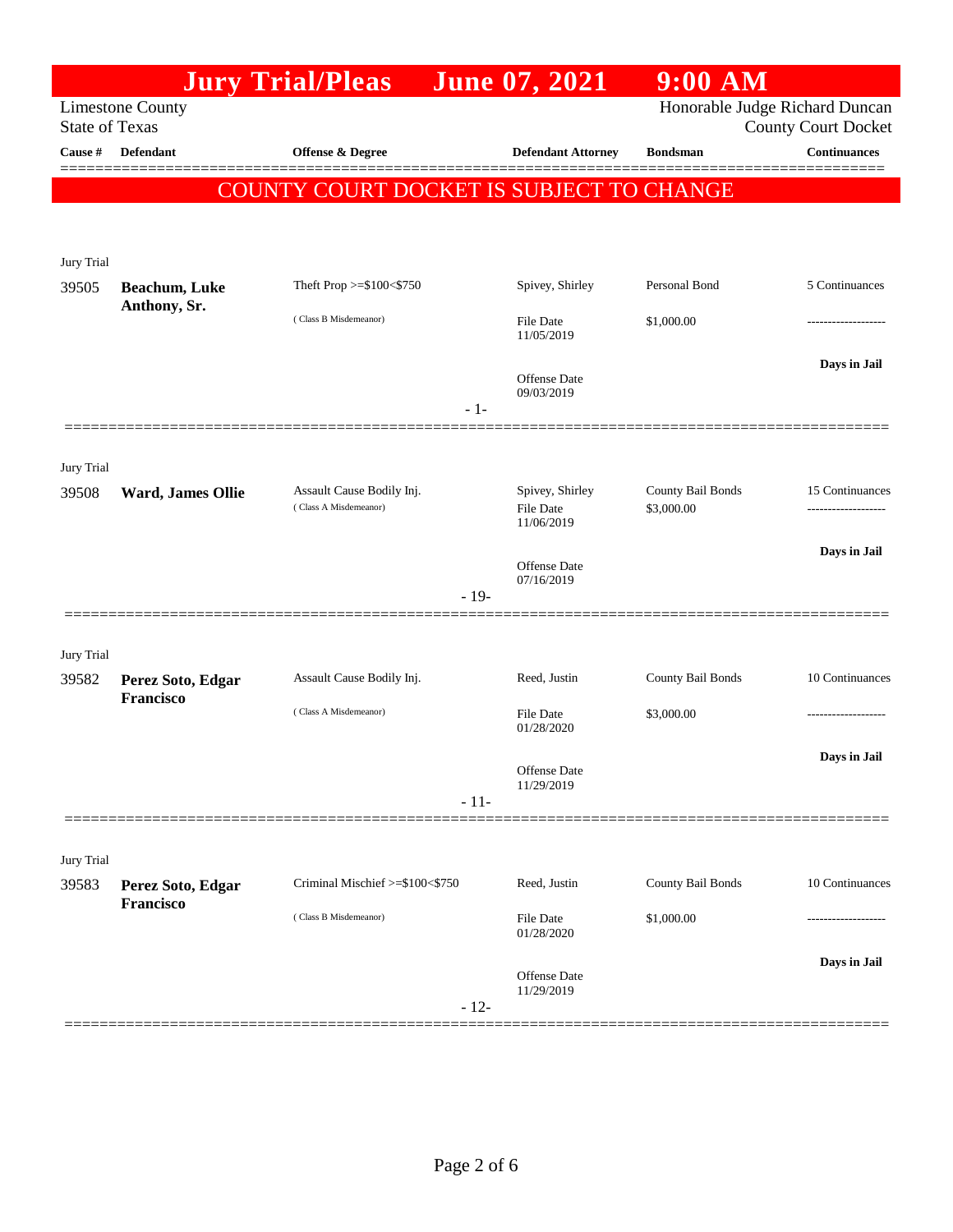# Jury Trial/Pleas June 07, 2021 9:00 AM

Limestone County
State of Texas

Honorable Judge Richard Duncan
County Court Docket

**COUNTY COURT DOCKET IS SUBJECT TO CHANGE**

| Cause # | Defendant | Offense & Degree | Defendant Attorney | Bondsman | Continuances |
|---|---|---|---|---|---|
| Jury Trial | | | | | |
| 39505 | **Beachum, Luke Anthony, Sr.** | Theft Prop >=$100<$750 (Class B Misdemeanor) | Spivey, Shirley<br>File Date 11/05/2019<br>Offense Date 09/03/2019 | Personal Bond<br>$1,000.00 | 5 Continuances<br>-------------------<br>**Days in Jail** |
| | | - 1- | | | |
| Jury Trial | | | | | |
| 39508 | **Ward, James Ollie** | Assault Cause Bodily Inj. (Class A Misdemeanor) | Spivey, Shirley<br>File Date 11/06/2019<br>Offense Date 07/16/2019 | County Bail Bonds<br>$3,000.00 | 15 Continuances<br>-------------------<br>**Days in Jail** |
| | | - 19- | | | |
| Jury Trial | | | | | |
| 39582 | **Perez Soto, Edgar Francisco** | Assault Cause Bodily Inj. (Class A Misdemeanor) | Reed, Justin<br>File Date 01/28/2020<br>Offense Date 11/29/2019 | County Bail Bonds<br>$3,000.00 | 10 Continuances<br>-------------------<br>**Days in Jail** |
| | | - 11- | | | |
| Jury Trial | | | | | |
| 39583 | **Perez Soto, Edgar Francisco** | Criminal Mischief >=$100<$750 (Class B Misdemeanor) | Reed, Justin<br>File Date 01/28/2020<br>Offense Date 11/29/2019 | County Bail Bonds<br>$1,000.00 | 10 Continuances<br>-------------------<br>**Days in Jail** |
| | | - 12- | | | |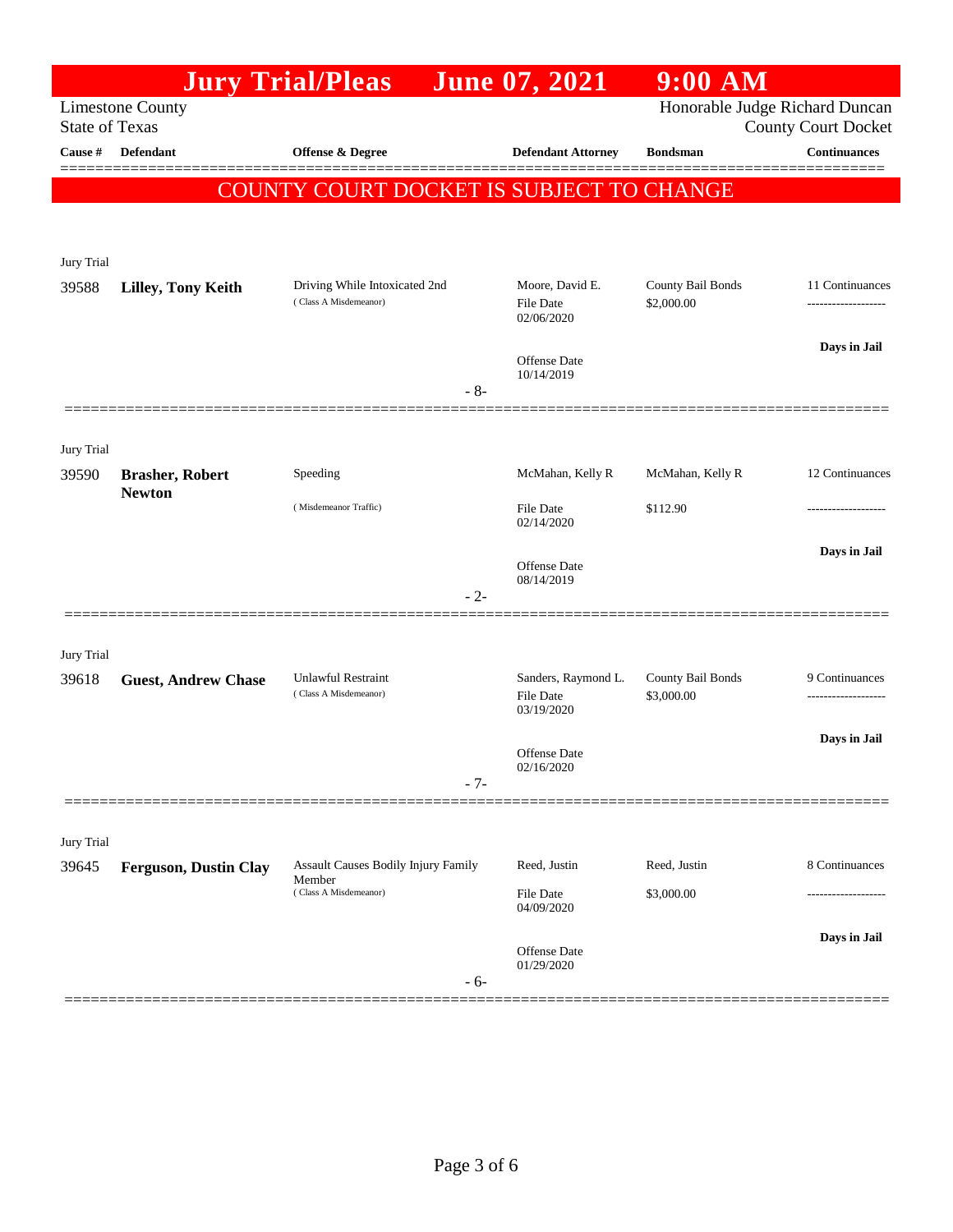# Jury Trial/Pleas June 07, 2021 9:00 AM

Limestone County
State of Texas

Honorable Judge Richard Duncan
County Court Docket

| Cause # | Defendant | Offense & Degree | Defendant Attorney | Bondsman | Continuances |
|---|---|---|---|---|---|

**COUNTY COURT DOCKET IS SUBJECT TO CHANGE**

Jury Trial

| Cause # | Defendant | Offense & Degree | Defendant Attorney | Bondsman | Continuances |
|---|---|---|---|---|---|
| 39588 | **Lilley, Tony Keith** | Driving While Intoxicated 2nd (Class A Misdemeanor) | Moore, David E. | County Bail Bonds | 11 Continuances |
| | | | File Date 02/06/2020 | $2,000.00 | ------------------- |
| | | | Offense Date 10/14/2019 | | **Days in Jail** |
| | | - 8- | | | |

Jury Trial

| Cause # | Defendant | Offense & Degree | Defendant Attorney | Bondsman | Continuances |
|---|---|---|---|---|---|
| 39590 | **Brasher, Robert Newton** | Speeding (Misdemeanor Traffic) | McMahan, Kelly R | McMahan, Kelly R | 12 Continuances |
| | | | File Date 02/14/2020 | $112.90 | ------------------- |
| | | | Offense Date 08/14/2019 | | **Days in Jail** |
| | | - 2- | | | |

Jury Trial

| Cause # | Defendant | Offense & Degree | Defendant Attorney | Bondsman | Continuances |
|---|---|---|---|---|---|
| 39618 | **Guest, Andrew Chase** | Unlawful Restraint (Class A Misdemeanor) | Sanders, Raymond L. | County Bail Bonds | 9 Continuances |
| | | | File Date 03/19/2020 | $3,000.00 | ------------------- |
| | | | Offense Date 02/16/2020 | | **Days in Jail** |
| | | - 7- | | | |

Jury Trial

| Cause # | Defendant | Offense & Degree | Defendant Attorney | Bondsman | Continuances |
|---|---|---|---|---|---|
| 39645 | **Ferguson, Dustin Clay** | Assault Causes Bodily Injury Family Member (Class A Misdemeanor) | Reed, Justin | Reed, Justin | 8 Continuances |
| | | | File Date 04/09/2020 | $3,000.00 | ------------------- |
| | | | Offense Date 01/29/2020 | | **Days in Jail** |
| | | - 6- | | | |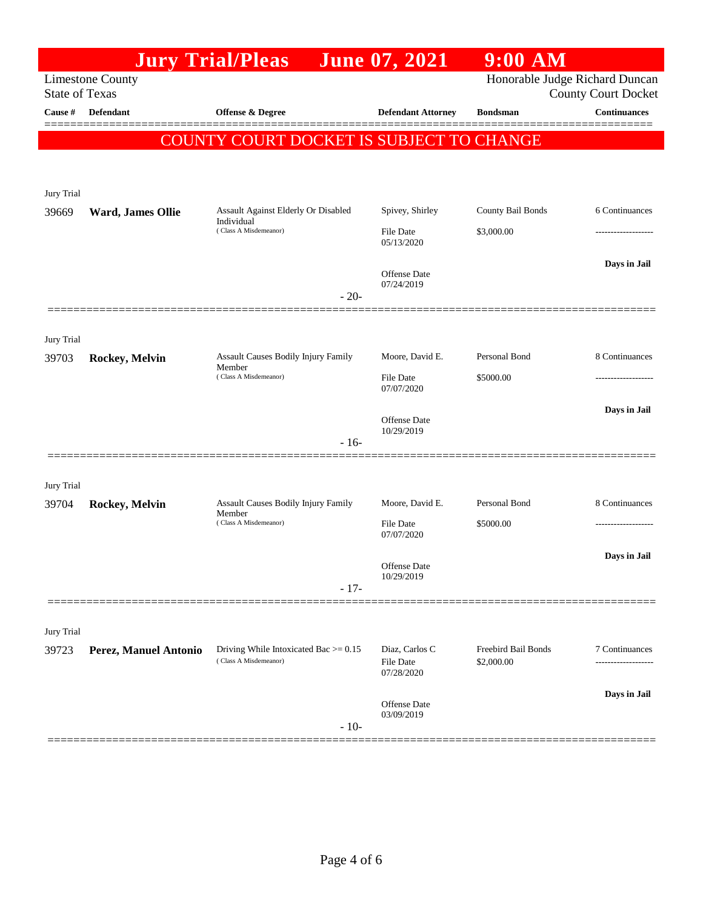# Jury Trial/Pleas June 07, 2021 9:00 AM

Limestone County
State of Texas

Honorable Judge Richard Duncan
County Court Docket

| Cause # | Defendant | Offense & Degree | Defendant Attorney | Bondsman | Continuances |
|---|---|---|---|---|---|

**COUNTY COURT DOCKET IS SUBJECT TO CHANGE**

Jury Trial

| Cause # | Defendant | Offense & Degree | Defendant Attorney | Bondsman | Continuances |
|---|---|---|---|---|---|
| 39669 | **Ward, James Ollie** | Assault Against Elderly Or Disabled Individual (Class A Misdemeanor) | Spivey, Shirley | County Bail Bonds | 6 Continuances |
| | | | File Date 05/13/2020 | $3,000.00 | ------------------- |
| | | | Offense Date 07/24/2019 | | Days in Jail |
| | | - 20- | | | |

Jury Trial

| Cause # | Defendant | Offense & Degree | Defendant Attorney | Bondsman | Continuances |
|---|---|---|---|---|---|
| 39703 | **Rockey, Melvin** | Assault Causes Bodily Injury Family Member (Class A Misdemeanor) | Moore, David E. | Personal Bond | 8 Continuances |
| | | | File Date 07/07/2020 | $5000.00 | ------------------- |
| | | | Offense Date 10/29/2019 | | Days in Jail |
| | | - 16- | | | |

Jury Trial

| Cause # | Defendant | Offense & Degree | Defendant Attorney | Bondsman | Continuances |
|---|---|---|---|---|---|
| 39704 | **Rockey, Melvin** | Assault Causes Bodily Injury Family Member (Class A Misdemeanor) | Moore, David E. | Personal Bond | 8 Continuances |
| | | | File Date 07/07/2020 | $5000.00 | ------------------- |
| | | | Offense Date 10/29/2019 | | Days in Jail |
| | | - 17- | | | |

Jury Trial

| Cause # | Defendant | Offense & Degree | Defendant Attorney | Bondsman | Continuances |
|---|---|---|---|---|---|
| 39723 | **Perez, Manuel Antonio** | Driving While Intoxicated Bac >= 0.15 (Class A Misdemeanor) | Diaz, Carlos C | Freebird Bail Bonds | 7 Continuances |
| | | | File Date 07/28/2020 | $2,000.00 | ------------------- |
| | | | Offense Date 03/09/2019 | | Days in Jail |
| | | - 10- | | | |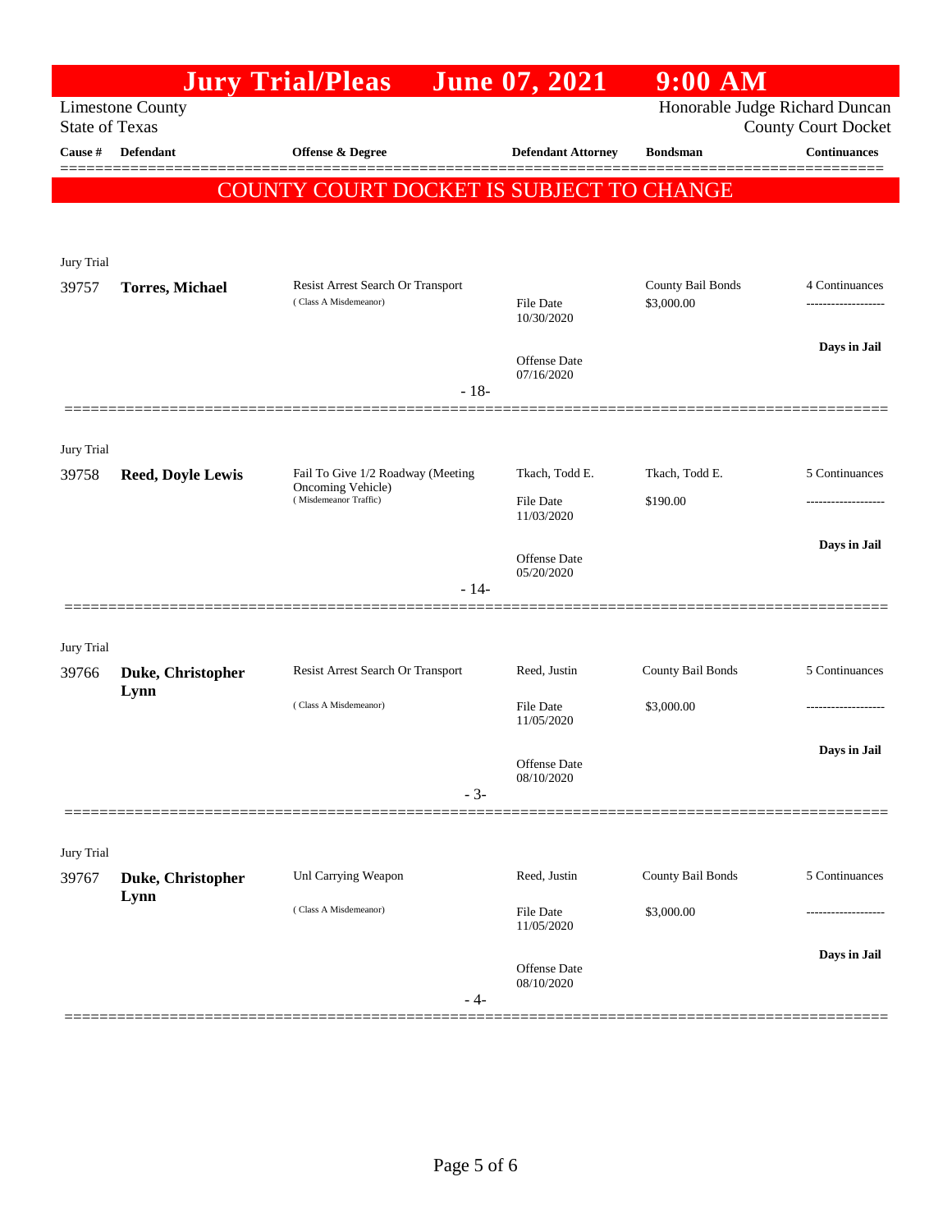# Jury Trial/Pleas June 07, 2021 9:00 AM

Limestone County
State of Texas

Honorable Judge Richard Duncan
County Court Docket

| Cause # | Defendant | Offense & Degree | Defendant Attorney | Bondsman | Continuances |
|---|---|---|---|---|---|

## COUNTY COURT DOCKET IS SUBJECT TO CHANGE

Jury Trial

| Cause # | Defendant | Offense & Degree | Defendant Attorney | Bondsman | Continuances |
|---|---|---|---|---|---|
| 39757 | **Torres, Michael** | Resist Arrest Search Or Transport<br>( Class A Misdemeanor) | File Date<br>10/30/2020<br><br>Offense Date<br>07/16/2020 | County Bail Bonds<br>$3,000.00 | 4 Continuances<br>-------------------<br>**Days in Jail** |

- 18-

Jury Trial

| Cause # | Defendant | Offense & Degree | Defendant Attorney | Bondsman | Continuances |
|---|---|---|---|---|---|
| 39758 | **Reed, Doyle Lewis** | Fail To Give 1/2 Roadway (Meeting Oncoming Vehicle)<br>( Misdemeanor Traffic) | Tkach, Todd E.<br>File Date<br>11/03/2020<br><br>Offense Date<br>05/20/2020 | Tkach, Todd E.<br>$190.00 | 5 Continuances<br>-------------------<br>**Days in Jail** |

- 14-

Jury Trial

| Cause # | Defendant | Offense & Degree | Defendant Attorney | Bondsman | Continuances |
|---|---|---|---|---|---|
| 39766 | **Duke, Christopher Lynn** | Resist Arrest Search Or Transport<br>( Class A Misdemeanor) | Reed, Justin<br>File Date<br>11/05/2020<br><br>Offense Date<br>08/10/2020 | County Bail Bonds<br>$3,000.00 | 5 Continuances<br>-------------------<br>**Days in Jail** |

- 3-

Jury Trial

| Cause # | Defendant | Offense & Degree | Defendant Attorney | Bondsman | Continuances |
|---|---|---|---|---|---|
| 39767 | **Duke, Christopher Lynn** | Unl Carrying Weapon<br>( Class A Misdemeanor) | Reed, Justin<br>File Date<br>11/05/2020<br><br>Offense Date<br>08/10/2020 | County Bail Bonds<br>$3,000.00 | 5 Continuances<br>-------------------<br>**Days in Jail** |

- 4-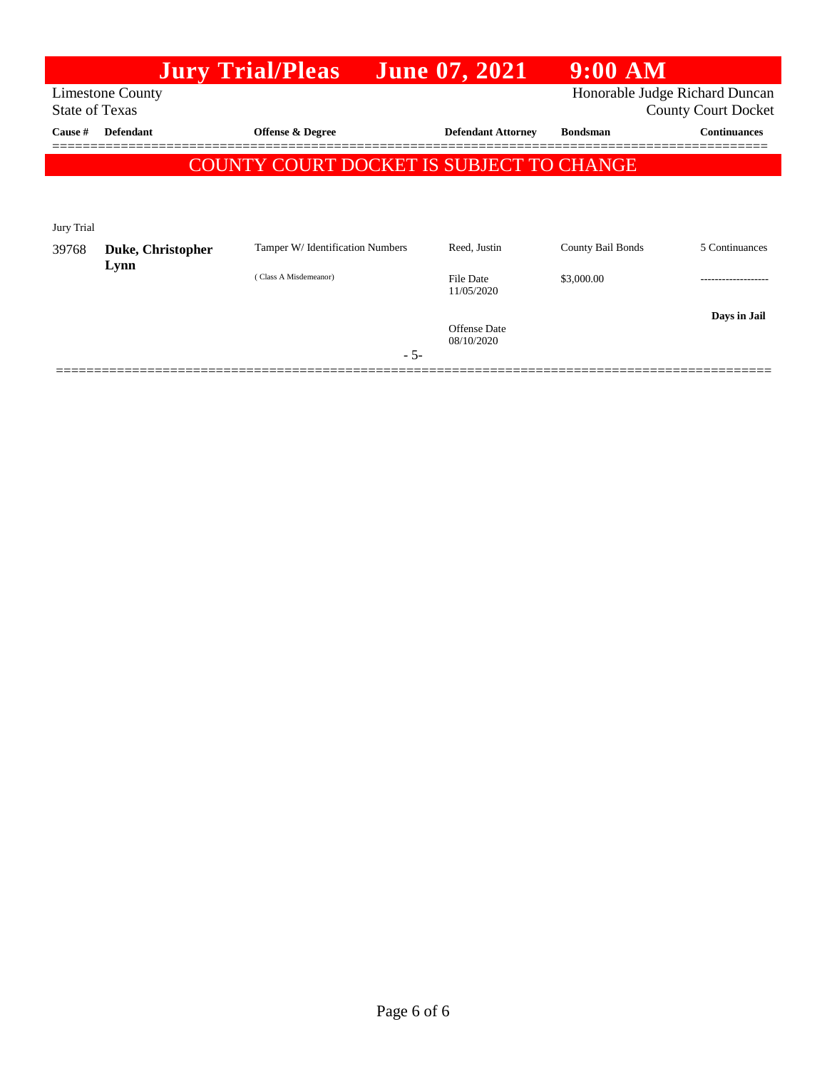# Jury Trial/Pleas June 07, 2021 9:00 AM

Limestone County
State of Texas

Honorable Judge Richard Duncan
County Court Docket

| Cause # | Defendant | Offense & Degree | Defendant Attorney | Bondsman | Continuances |
|---|---|---|---|---|---|

## COUNTY COURT DOCKET IS SUBJECT TO CHANGE

Jury Trial

| Cause # | Defendant | Offense & Degree | Defendant Attorney | Bondsman | Continuances |
|---|---|---|---|---|---|
| 39768 | **Duke, Christopher Lynn** | Tamper W/ Identification Numbers | Reed, Justin | County Bail Bonds | 5 Continuances |
| | | ( Class A Misdemeanor) | File Date 11/05/2020 | $3,000.00 | ------------------- |
| | | | Offense Date 08/10/2020 | | **Days in Jail** |

- 5-